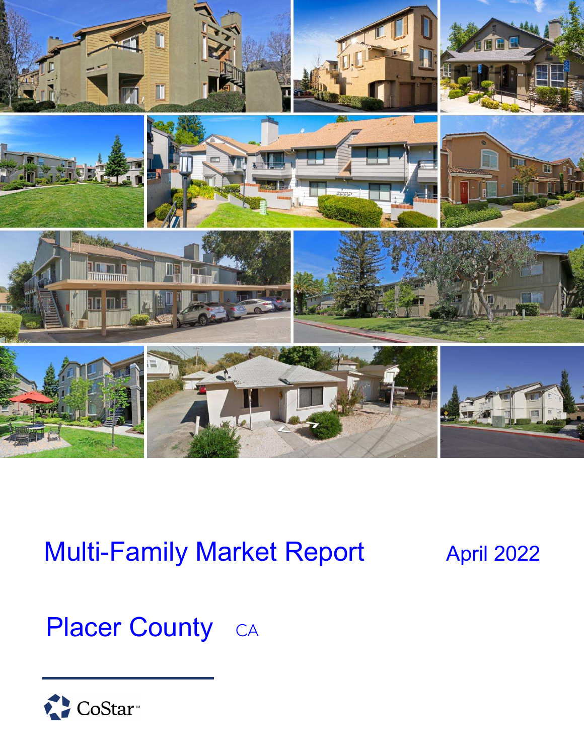# Multi-Family Market Report

April 2022

## Placer County CA

CoStar™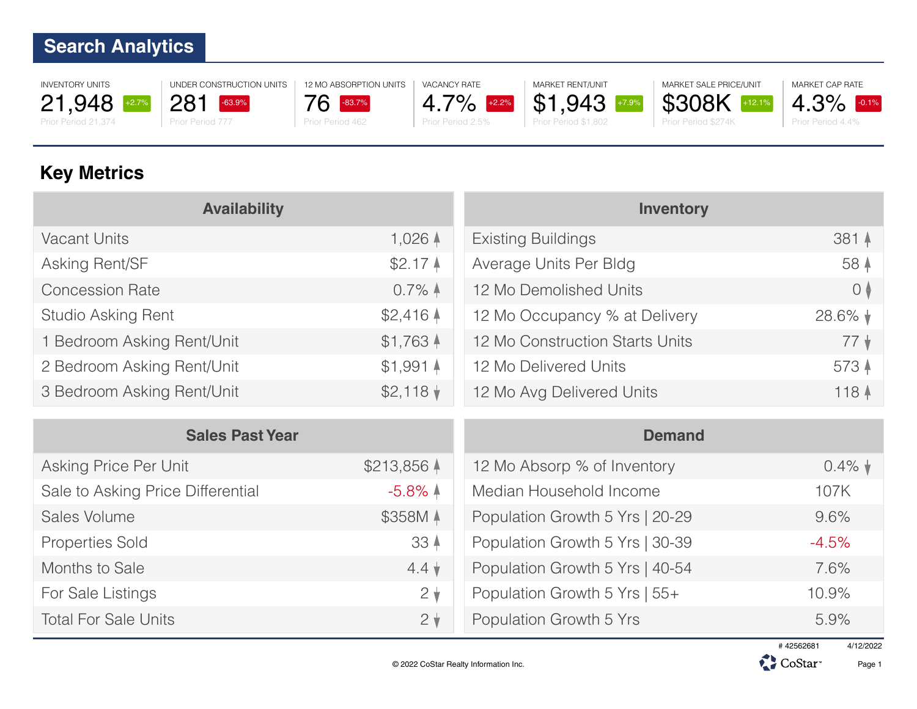## Search Analytics

| INVENTORY UNITS | UNDER CONSTRUCTION UNITS | 12 MO ABSORPTION UNITS | VACANCY RATE | MARKET RENT/UNIT | MARKET SALE PRICE/UNIT | MARKET CAP RATE |
|---|---|---|---|---|---|---|
| 21,948 (+2.7%) | 281 (-63.9%) | 76 (-83.7%) | 4.7% (+2.2%) | $1,943 (+7.9%) | $308K (+12.1%) | 4.3% (-0.1%) |
| Prior Period 21,374 | Prior Period 777 | Prior Period 462 | Prior Period 2.5% | Prior Period $1,802 | Prior Period $274K | Prior Period 4.4% |

## Key Metrics

| Availability | |
|---|---|
| Vacant Units | 1,026 ↑ |
| Asking Rent/SF | $2.17 ↑ |
| Concession Rate | 0.7% ↑ |
| Studio Asking Rent | $2,416 ↑ |
| 1 Bedroom Asking Rent/Unit | $1,763 ↑ |
| 2 Bedroom Asking Rent/Unit | $1,991 ↑ |
| 3 Bedroom Asking Rent/Unit | $2,118 ↓ |

| Inventory | |
|---|---|
| Existing Buildings | 381 ↑ |
| Average Units Per Bldg | 58 ↑ |
| 12 Mo Demolished Units | 0 ↕ |
| 12 Mo Occupancy % at Delivery | 28.6% ↓ |
| 12 Mo Construction Starts Units | 77 ↓ |
| 12 Mo Delivered Units | 573 ↑ |
| 12 Mo Avg Delivered Units | 118 ↑ |

| Sales Past Year | |
|---|---|
| Asking Price Per Unit | $213,856 ↑ |
| Sale to Asking Price Differential | -5.8% ↑ |
| Sales Volume | $358M ↑ |
| Properties Sold | 33 ↑ |
| Months to Sale | 4.4 ↓ |
| For Sale Listings | 2 ↓ |
| Total For Sale Units | 2 ↓ |

| Demand | |
|---|---|
| 12 Mo Absorp % of Inventory | 0.4% ↓ |
| Median Household Income | 107K |
| Population Growth 5 Yrs \| 20-29 | 9.6% |
| Population Growth 5 Yrs \| 30-39 | -4.5% |
| Population Growth 5 Yrs \| 40-54 | 7.6% |
| Population Growth 5 Yrs \| 55+ | 10.9% |
| Population Growth 5 Yrs | 5.9% |

# 42562681 4/12/2022

© 2022 CoStar Realty Information Inc.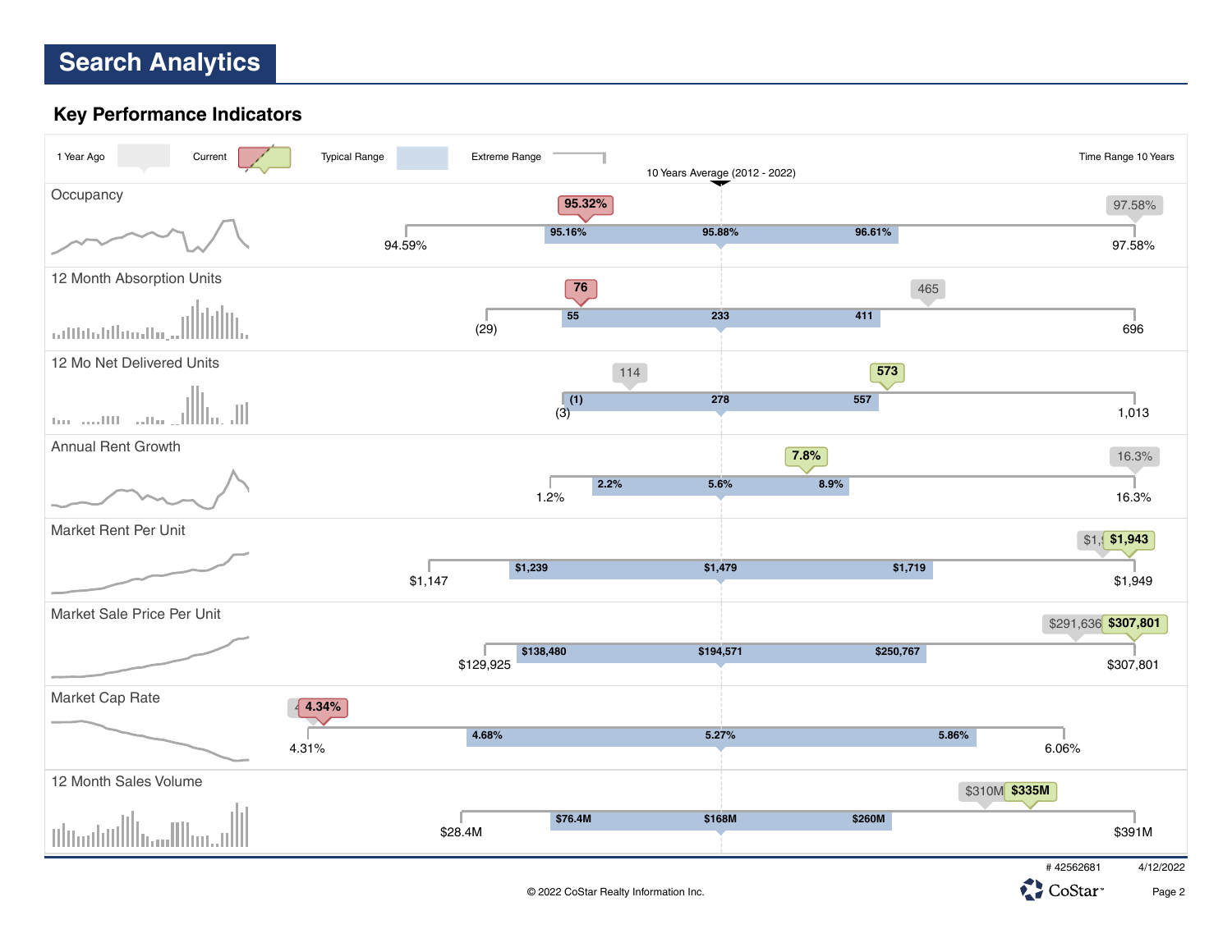# Search Analytics

## Key Performance Indicators

1 Year Ago | Current | Typical Range | Extreme Range | Time Range 10 Years

10 Years Average (2012 - 2022)

| Indicator | Extreme Low | Typical Low | 10 Years Average | Typical High | Extreme High | 1 Year Ago | Current |
|---|---|---|---|---|---|---|---|
| Occupancy | 94.59% | 95.16% | 95.88% | 96.61% | 97.58% | 97.58% | 95.32% |
| 12 Month Absorption Units | (29) | 55 | 233 | 411 | 696 | 465 | 76 |
| 12 Mo Net Delivered Units | (3) | (1) | 278 | 557 | 1,013 | 114 | 573 |
| Annual Rent Growth | 1.2% | 2.2% | 5.6% | 8.9% | 16.3% | 16.3% | 7.8% |
| Market Rent Per Unit | $1,147 | $1,239 | $1,479 | $1,719 | $1,949 | $1,… | $1,943 |
| Market Sale Price Per Unit | $129,925 | $138,480 | $194,571 | $250,767 | $307,801 | $291,636 | $307,801 |
| Market Cap Rate | 4.31% | 4.68% | 5.27% | 5.86% | 6.06% | 4… | 4.34% |
| 12 Month Sales Volume | $28.4M | $76.4M | $168M | $260M | $391M | $310M | $335M |

# 42562681 4/12/2022

© 2022 CoStar Realty Information Inc.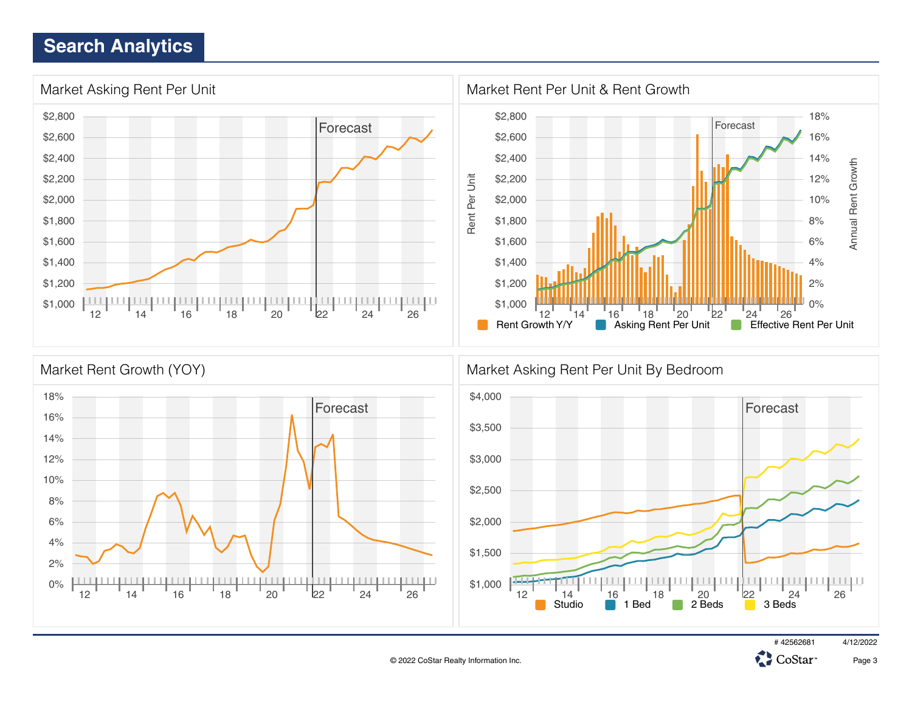# Search Analytics

## Market Asking Rent Per Unit

$2,800
$2,600
$2,400
$2,200
$2,000
$1,800
$1,600
$1,400
$1,200
$1,000

12 14 16 18 20 22 24 26

Forecast

## Market Rent Per Unit & Rent Growth

Rent Per Unit: $2,800 $2,600 $2,400 $2,200 $2,000 $1,800 $1,600 $1,400 $1,200 $1,000

Annual Rent Growth: 18% 16% 14% 12% 10% 8% 6% 4% 2% 0%

12 14 16 18 20 22 24 26

Forecast

Rent Growth Y/Y | Asking Rent Per Unit | Effective Rent Per Unit

## Market Rent Growth (YOY)

18%
16%
14%
12%
10%
8%
6%
4%
2%
0%

12 14 16 18 20 22 24 26

Forecast

## Market Asking Rent Per Unit By Bedroom

$4,000
$3,500
$3,000
$2,500
$2,000
$1,500
$1,000

12 14 16 18 20 22 24 26

Forecast

Studio | 1 Bed | 2 Beds | 3 Beds

# 42562681 4/12/2022

© 2022 CoStar Realty Information Inc.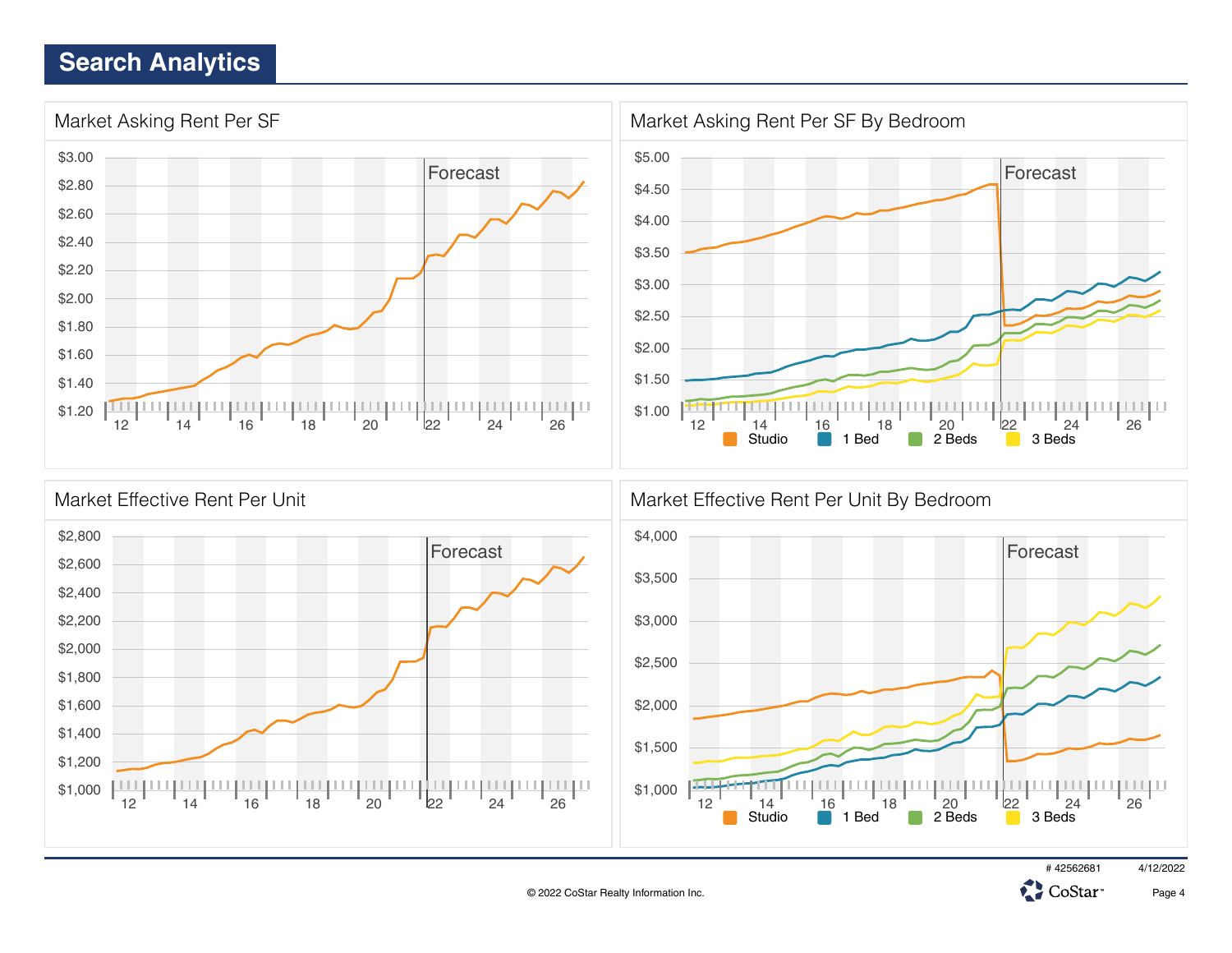# Search Analytics

## Market Asking Rent Per SF

$3.00
$2.80
$2.60
$2.40
$2.20
$2.00
$1.80
$1.60
$1.40
$1.20

12 14 16 18 20 22 24 26

Forecast

## Market Asking Rent Per SF By Bedroom

$5.00
$4.50
$4.00
$3.50
$3.00
$2.50
$2.00
$1.50
$1.00

12 14 16 18 20 22 24 26

Forecast

Studio | 1 Bed | 2 Beds | 3 Beds

## Market Effective Rent Per Unit

$2,800
$2,600
$2,400
$2,200
$2,000
$1,800
$1,600
$1,400
$1,200
$1,000

12 14 16 18 20 22 24 26

Forecast

## Market Effective Rent Per Unit By Bedroom

$4,000
$3,500
$3,000
$2,500
$2,000
$1,500
$1,000

12 14 16 18 20 22 24 26

Forecast

Studio | 1 Bed | 2 Beds | 3 Beds

# 42562681 4/12/2022

© 2022 CoStar Realty Information Inc.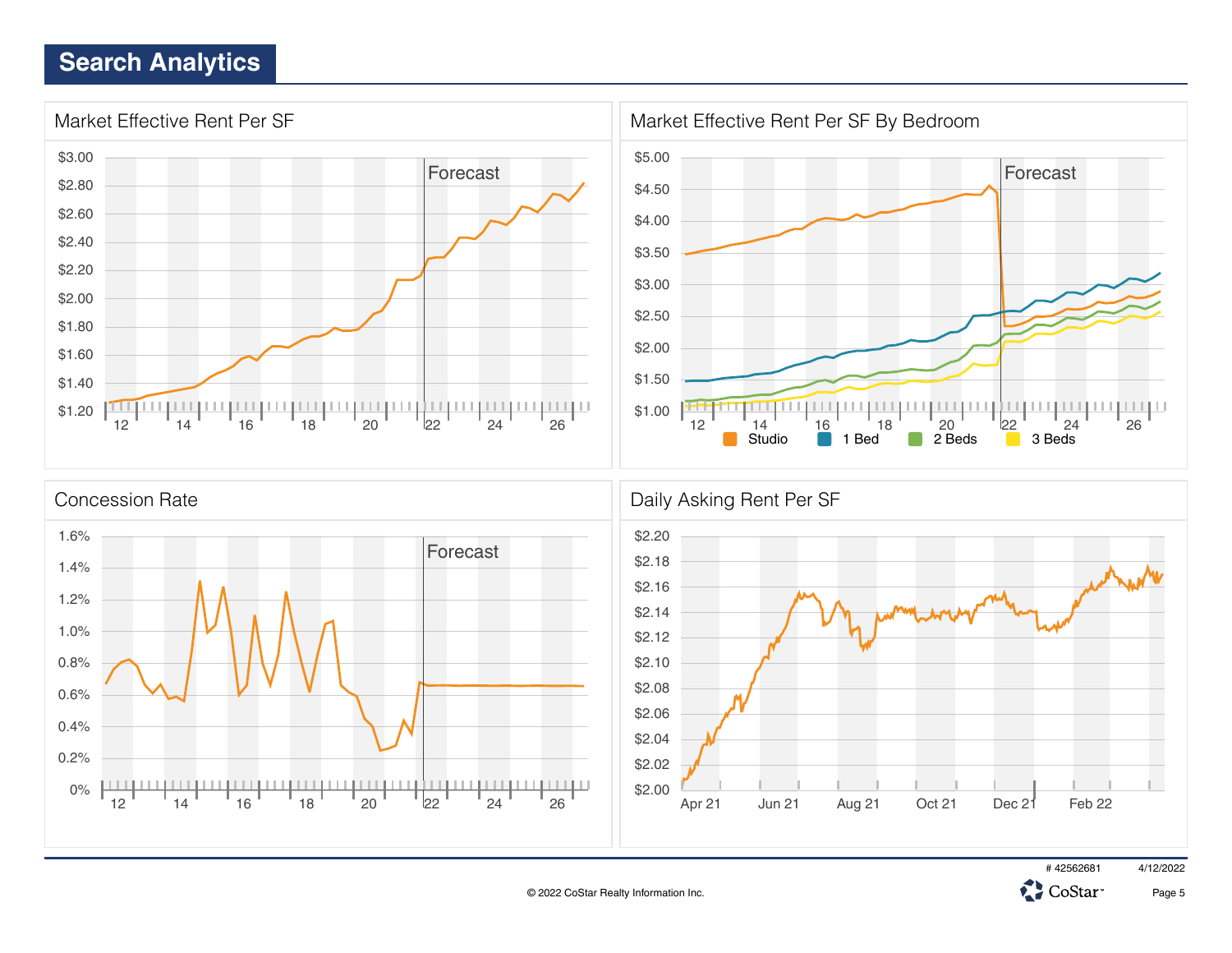# Search Analytics

## Market Effective Rent Per SF

$3.00
$2.80
$2.60
$2.40
$2.20
$2.00
$1.80
$1.60
$1.40
$1.20

Forecast

12 14 16 18 20 22 24 26

## Market Effective Rent Per SF By Bedroom

$5.00
$4.50
$4.00
$3.50
$3.00
$2.50
$2.00
$1.50
$1.00

Forecast

12 14 16 18 20 22 24 26

Studio | 1 Bed | 2 Beds | 3 Beds

## Concession Rate

1.6%
1.4%
1.2%
1.0%
0.8%
0.6%
0.4%
0.2%
0%

Forecast

12 14 16 18 20 22 24 26

## Daily Asking Rent Per SF

$2.20
$2.18
$2.16
$2.14
$2.12
$2.10
$2.08
$2.06
$2.04
$2.02
$2.00

Apr 21 Jun 21 Aug 21 Oct 21 Dec 21 Feb 22

# 42562681 4/12/2022

© 2022 CoStar Realty Information Inc.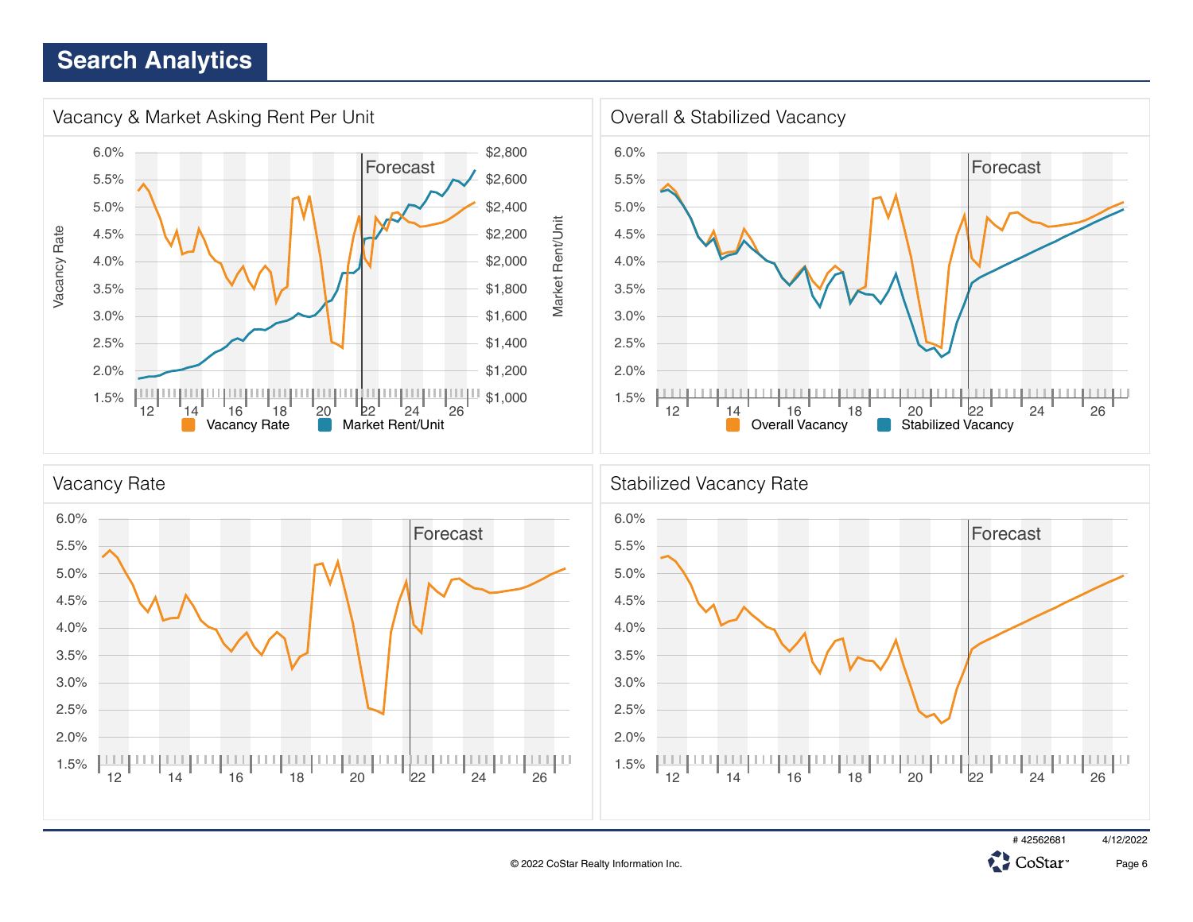# Search Analytics

## Vacancy & Market Asking Rent Per Unit

## Overall & Stabilized Vacancy

## Vacancy Rate

## Stabilized Vacancy Rate

# 42562681 4/12/2022

© 2022 CoStar Realty Information Inc.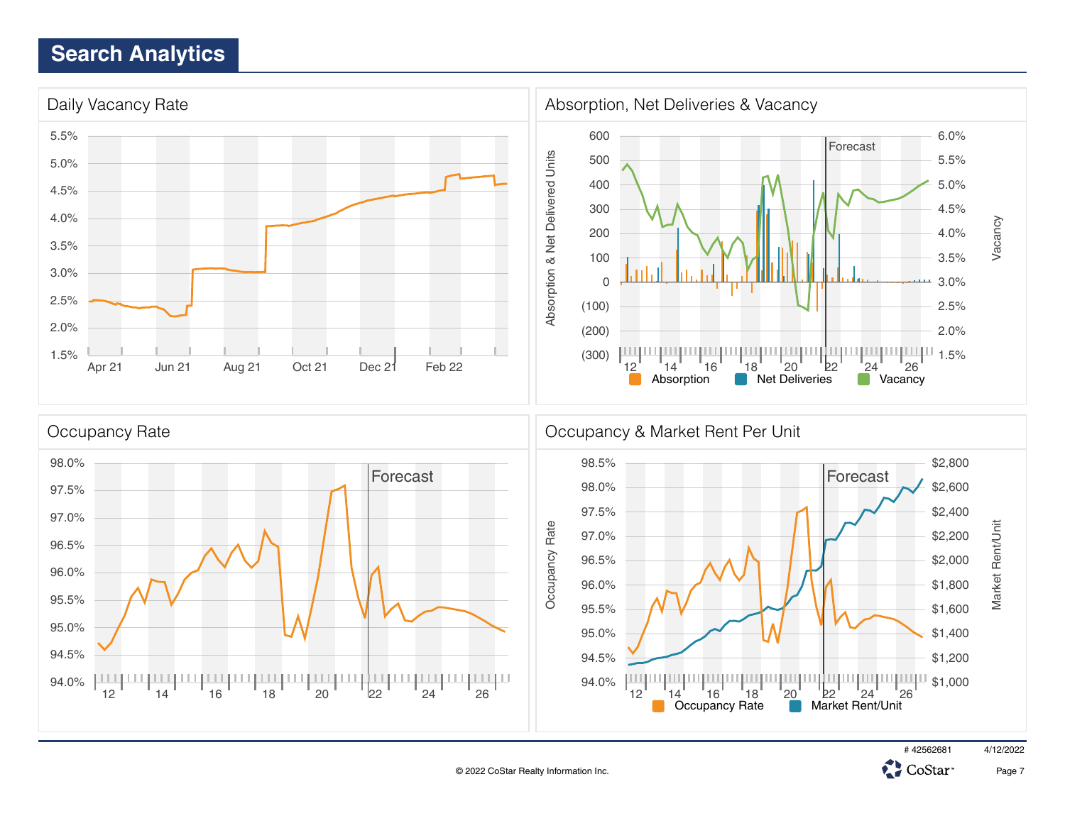# Search Analytics

## Daily Vacancy Rate

5.5%
5.0%
4.5%
4.0%
3.5%
3.0%
2.5%
2.0%
1.5%

Apr 21 | Jun 21 | Aug 21 | Oct 21 | Dec 21 | Feb 22

## Absorption, Net Deliveries & Vacancy

Absorption & Net Delivered Units: 600, 500, 400, 300, 200, 100, 0, (100), (200), (300)

Vacancy: 6.0%, 5.5%, 5.0%, 4.5%, 4.0%, 3.5%, 3.0%, 2.5%, 2.0%, 1.5%

Forecast

12 | 14 | 16 | 18 | 20 | 22 | 24 | 26

Absorption | Net Deliveries | Vacancy

## Occupancy Rate

98.0%
97.5%
97.0%
96.5%
96.0%
95.5%
95.0%
94.5%
94.0%

Forecast

12 | 14 | 16 | 18 | 20 | 22 | 24 | 26

## Occupancy & Market Rent Per Unit

Occupancy Rate: 98.5%, 98.0%, 97.5%, 97.0%, 96.5%, 96.0%, 95.5%, 95.0%, 94.5%, 94.0%

Market Rent/Unit: $2,800, $2,600, $2,400, $2,200, $2,000, $1,800, $1,600, $1,400, $1,200, $1,000

Forecast

12 | 14 | 16 | 18 | 20 | 22 | 24 | 26

Occupancy Rate | Market Rent/Unit

# 42562681 4/12/2022

© 2022 CoStar Realty Information Inc.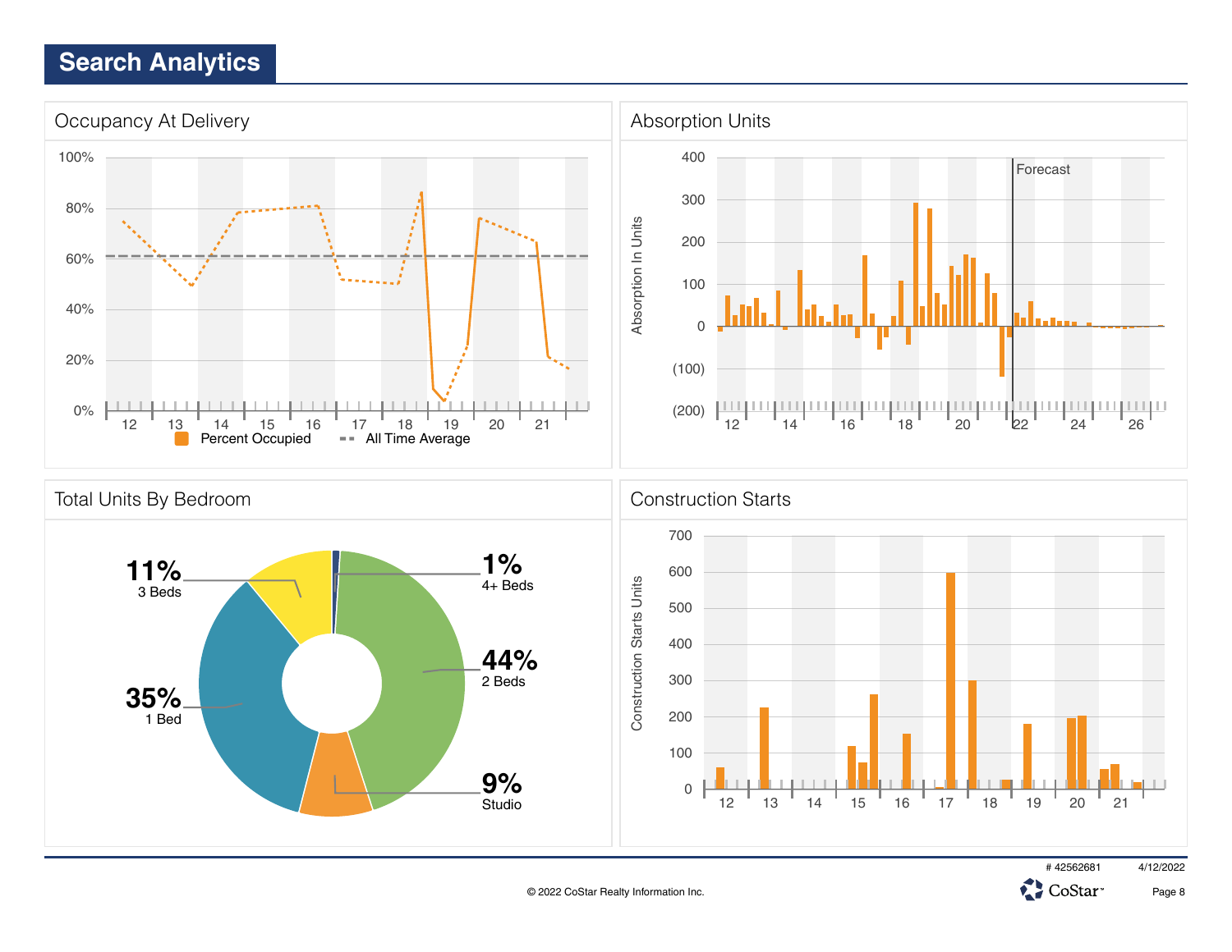# Search Analytics

## Occupancy At Delivery

100%
80%
60%
40%
20%
0%

12 13 14 15 16 17 18 19 20 21

Percent Occupied    All Time Average

## Absorption Units

Absorption In Units

400
300
200
100
0
(100)
(200)

Forecast

12 14 16 18 20 22 24 26

## Total Units By Bedroom

**11%** 3 Beds

**1%** 4+ Beds

**44%** 2 Beds

**35%** 1 Bed

**9%** Studio

## Construction Starts

Construction Starts Units

700
600
500
400
300
200
100
0

12 13 14 15 16 17 18 19 20 21

# 42562681    4/12/2022

© 2022 CoStar Realty Information Inc.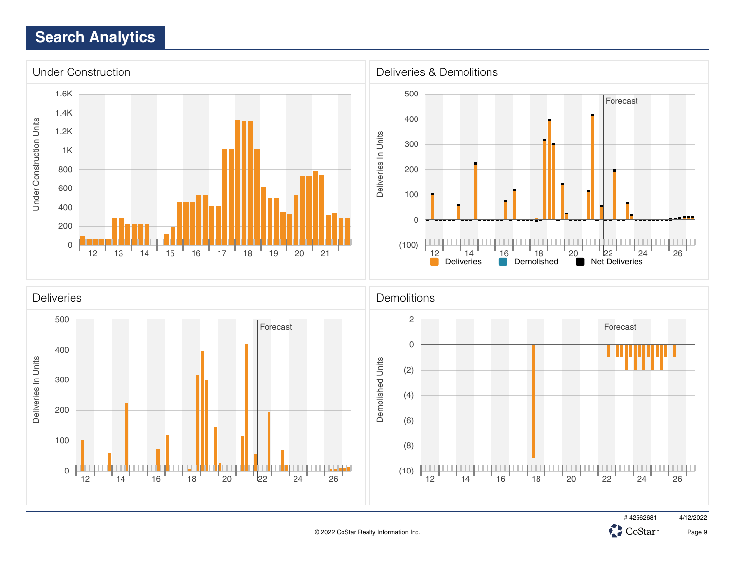# Search Analytics

## Under Construction

Under Construction Units

1.6K
1.4K
1.2K
1K
800
600
400
200
0

12 13 14 15 16 17 18 19 20 21

## Deliveries & Demolitions

Deliveries In Units

500
400
300
200
100
0
(100)

Forecast

12 14 16 18 20 22 24 26

Deliveries | Demolished | Net Deliveries

## Deliveries

Deliveries In Units

500
400
300
200
100
0

Forecast

12 14 16 18 20 22 24 26

## Demolitions

Demolished Units

2
0
(2)
(4)
(6)
(8)
(10)

Forecast

12 14 16 18 20 22 24 26

© 2022 CoStar Realty Information Inc.

# 42562681 4/12/2022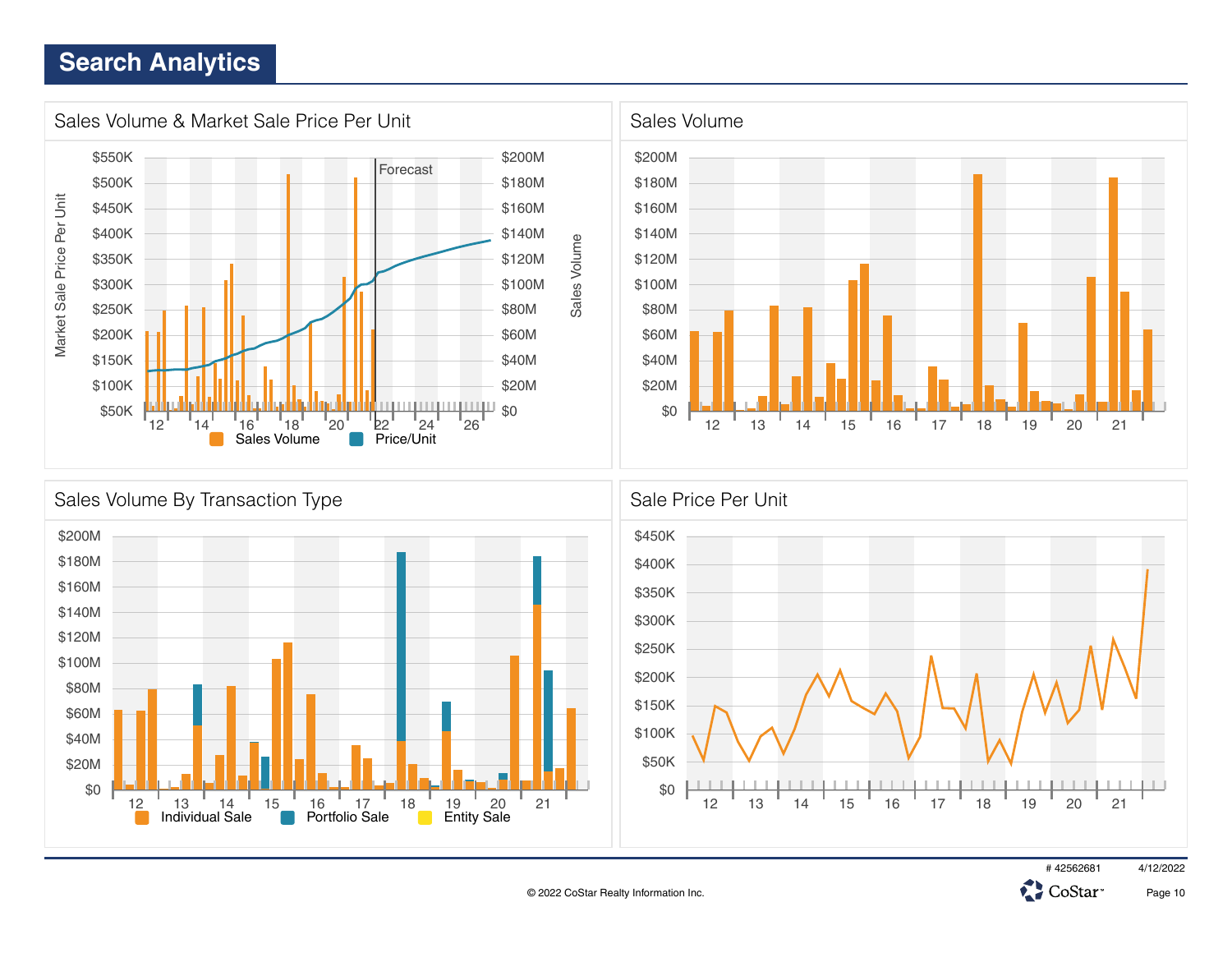# Search Analytics

## Sales Volume & Market Sale Price Per Unit

Market Sale Price Per Unit: $550K, $500K, $450K, $400K, $350K, $300K, $250K, $200K, $150K, $100K, $50K

Sales Volume: $200M, $180M, $160M, $140M, $120M, $100M, $80M, $60M, $40M, $20M, $0

Forecast

12, 14, 16, 18, 20, 22, 24, 26

Sales Volume  Price/Unit

## Sales Volume

$200M, $180M, $160M, $140M, $120M, $100M, $80M, $60M, $40M, $20M, $0

12, 13, 14, 15, 16, 17, 18, 19, 20, 21

## Sales Volume By Transaction Type

$200M, $180M, $160M, $140M, $120M, $100M, $80M, $60M, $40M, $20M, $0

12, 13, 14, 15, 16, 17, 18, 19, 20, 21

Individual Sale  Portfolio Sale  Entity Sale

## Sale Price Per Unit

$450K, $400K, $350K, $300K, $250K, $200K, $150K, $100K, $50K, $0

12, 13, 14, 15, 16, 17, 18, 19, 20, 21

# 42562681  4/12/2022

© 2022 CoStar Realty Information Inc.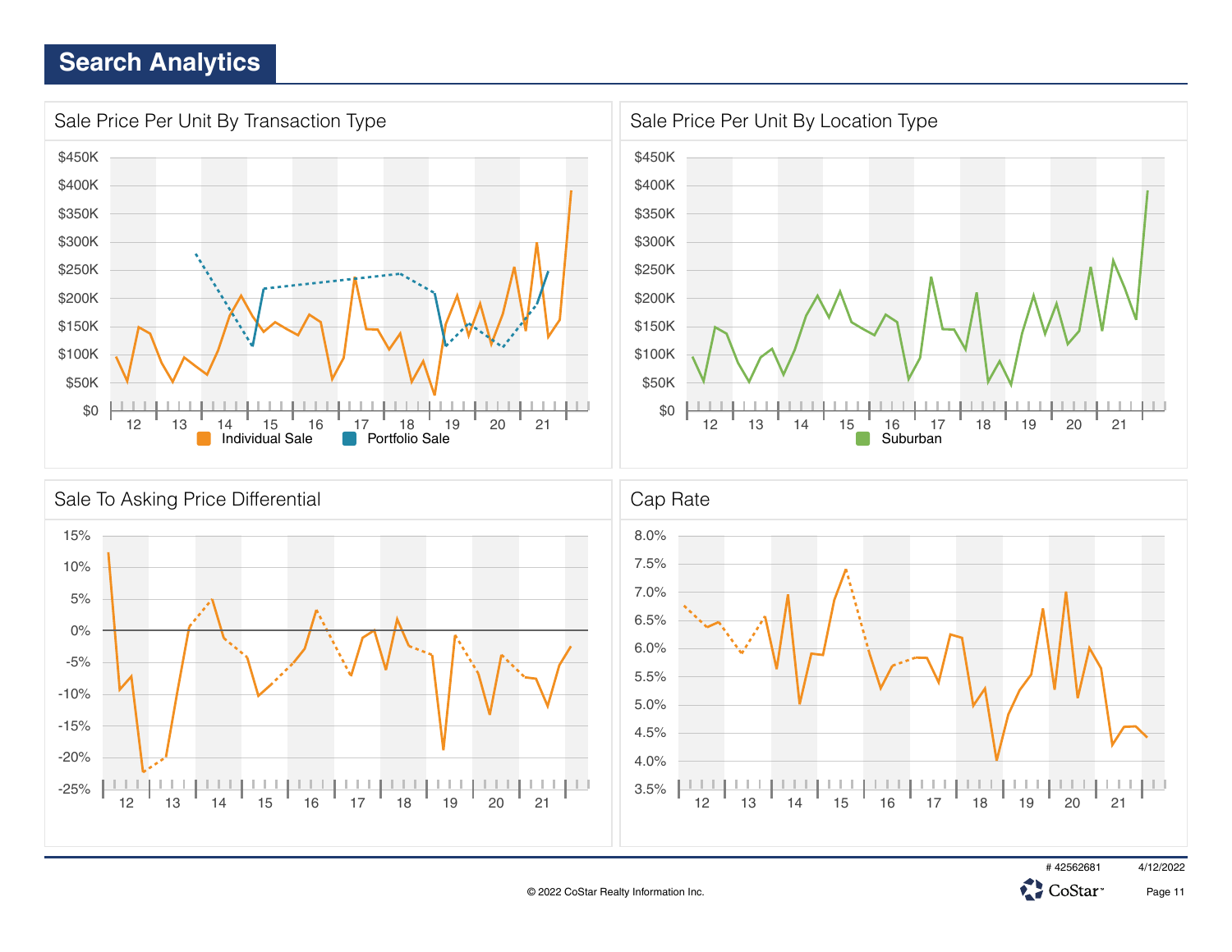## Search Analytics

### Sale Price Per Unit By Transaction Type

$450K
$400K
$350K
$300K
$250K
$200K
$150K
$100K
$50K
$0

12 13 14 15 16 17 18 19 20 21

Individual Sale    Portfolio Sale

### Sale Price Per Unit By Location Type

$450K
$400K
$350K
$300K
$250K
$200K
$150K
$100K
$50K
$0

12 13 14 15 16 17 18 19 20 21

Suburban

### Sale To Asking Price Differential

15%
10%
5%
0%
-5%
-10%
-15%
-20%
-25%

12 13 14 15 16 17 18 19 20 21

### Cap Rate

8.0%
7.5%
7.0%
6.5%
6.0%
5.5%
5.0%
4.5%
4.0%
3.5%

12 13 14 15 16 17 18 19 20 21

# 42562681    4/12/2022

© 2022 CoStar Realty Information Inc.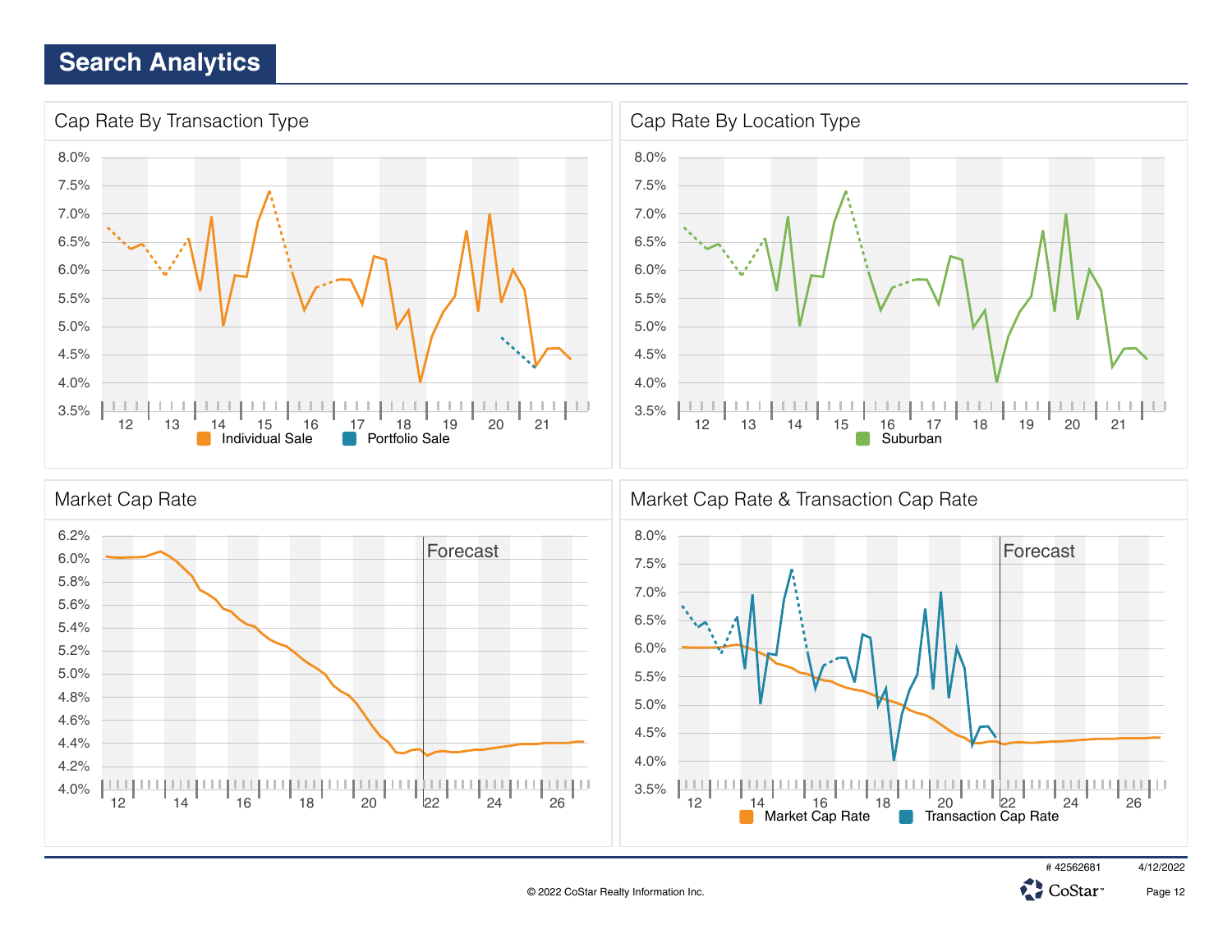# Search Analytics

## Cap Rate By Transaction Type

8.0%
7.5%
7.0%
6.5%
6.0%
5.5%
5.0%
4.5%
4.0%
3.5%

12 13 14 15 16 17 18 19 20 21

Individual Sale   Portfolio Sale

## Cap Rate By Location Type

8.0%
7.5%
7.0%
6.5%
6.0%
5.5%
5.0%
4.5%
4.0%
3.5%

12 13 14 15 16 17 18 19 20 21

Suburban

## Market Cap Rate

6.2%
6.0%
5.8%
5.6%
5.4%
5.2%
5.0%
4.8%
4.6%
4.4%
4.2%
4.0%

Forecast

12 14 16 18 20 22 24 26

## Market Cap Rate & Transaction Cap Rate

8.0%
7.5%
7.0%
6.5%
6.0%
5.5%
5.0%
4.5%
4.0%
3.5%

Forecast

12 14 16 18 20 22 24 26

Market Cap Rate   Transaction Cap Rate

# 42562681   4/12/2022

© 2022 CoStar Realty Information Inc.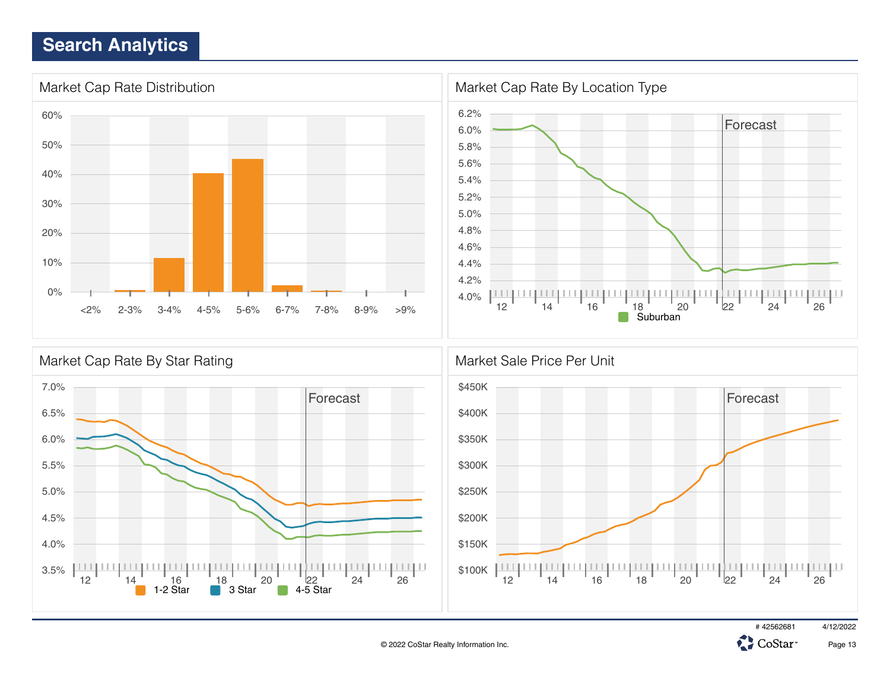# Search Analytics

## Market Cap Rate Distribution

60%
50%
40%
30%
20%
10%
0%

<2% 2-3% 3-4% 4-5% 5-6% 6-7% 7-8% 8-9% >9%

## Market Cap Rate By Location Type

6.2%
6.0%
5.8%
5.6%
5.4%
5.2%
5.0%
4.8%
4.6%
4.4%
4.2%
4.0%

Forecast

12 14 16 18 20 22 24 26

Suburban

## Market Cap Rate By Star Rating

7.0%
6.5%
6.0%
5.5%
5.0%
4.5%
4.0%
3.5%

Forecast

12 14 16 18 20 22 24 26

1-2 Star 3 Star 4-5 Star

## Market Sale Price Per Unit

$450K
$400K
$350K
$300K
$250K
$200K
$150K
$100K

Forecast

12 14 16 18 20 22 24 26

# 42562681 4/12/2022

© 2022 CoStar Realty Information Inc.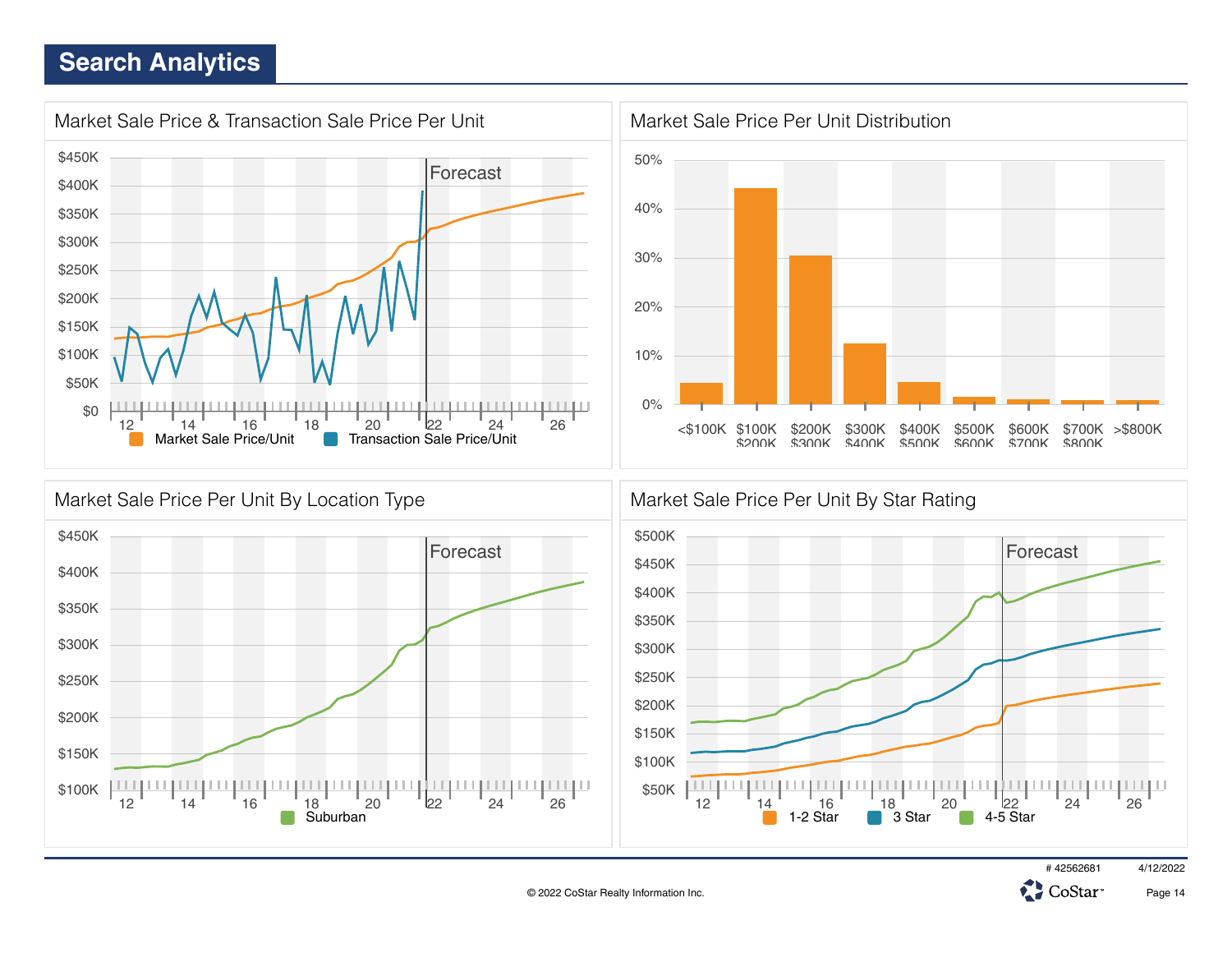# Search Analytics

## Market Sale Price & Transaction Sale Price Per Unit

$450K, $400K, $350K, $300K, $250K, $200K, $150K, $100K, $50K, $0

Forecast

12, 14, 16, 18, 20, 22, 24, 26

Market Sale Price/Unit    Transaction Sale Price/Unit

## Market Sale Price Per Unit Distribution

50%, 40%, 30%, 20%, 10%, 0%

<$100K, $100K $200K, $200K $300K, $300K $400K, $400K $500K, $500K $600K, $600K $700K, $700K $800K, >$800K

## Market Sale Price Per Unit By Location Type

$450K, $400K, $350K, $300K, $250K, $200K, $150K, $100K

Forecast

12, 14, 16, 18, 20, 22, 24, 26

Suburban

## Market Sale Price Per Unit By Star Rating

$500K, $450K, $400K, $350K, $300K, $250K, $200K, $150K, $100K, $50K

Forecast

12, 14, 16, 18, 20, 22, 24, 26

1-2 Star    3 Star    4-5 Star

# 42562681    4/12/2022

© 2022 CoStar Realty Information Inc.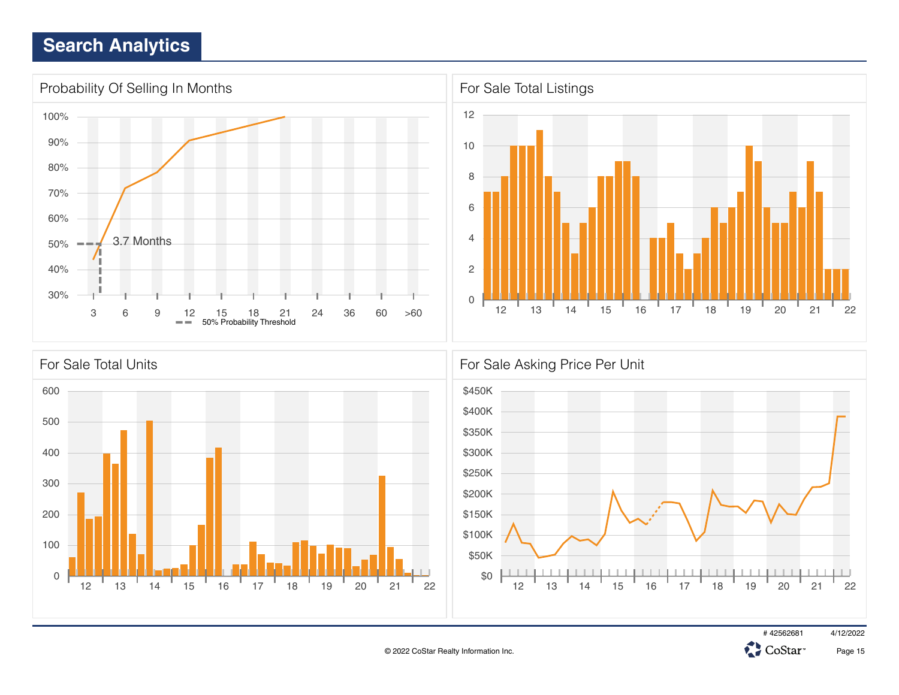# Search Analytics

## Probability Of Selling In Months

100%
90%
80%
70%
60%
50%
40%
30%

3.7 Months

3 6 9 12 15 18 21 24 36 60 >60

50% Probability Threshold

## For Sale Total Listings

12
10
8
6
4
2
0

12 13 14 15 16 17 18 19 20 21 22

## For Sale Total Units

600
500
400
300
200
100
0

12 13 14 15 16 17 18 19 20 21 22

## For Sale Asking Price Per Unit

$450K
$400K
$350K
$300K
$250K
$200K
$150K
$100K
$50K
$0

12 13 14 15 16 17 18 19 20 21 22

# 42562681 4/12/2022

© 2022 CoStar Realty Information Inc.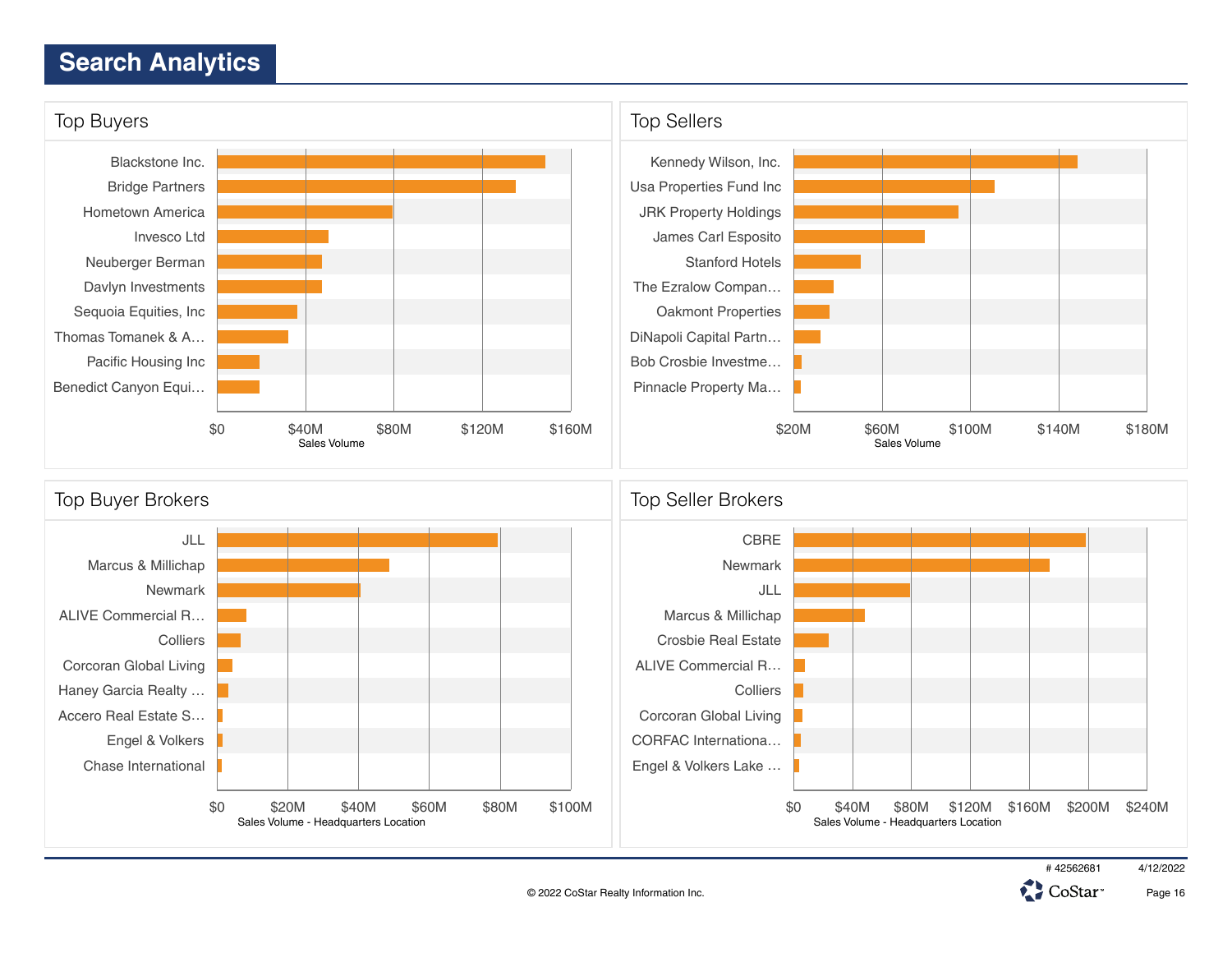# Search Analytics

## Top Buyers

| Buyer |
|---|
| Blackstone Inc. |
| Bridge Partners |
| Hometown America |
| Invesco Ltd |
| Neuberger Berman |
| Davlyn Investments |
| Sequoia Equities, Inc |
| Thomas Tomanek & A… |
| Pacific Housing Inc |
| Benedict Canyon Equi… |

Axis: $0, $40M, $80M, $120M, $160M — Sales Volume

## Top Sellers

| Seller |
|---|
| Kennedy Wilson, Inc. |
| Usa Properties Fund Inc |
| JRK Property Holdings |
| James Carl Esposito |
| Stanford Hotels |
| The Ezralow Compan… |
| Oakmont Properties |
| DiNapoli Capital Partn… |
| Bob Crosbie Investme… |
| Pinnacle Property Ma… |

Axis: $20M, $60M, $100M, $140M, $180M — Sales Volume

## Top Buyer Brokers

| Buyer Broker |
|---|
| JLL |
| Marcus & Millichap |
| Newmark |
| ALIVE Commercial R… |
| Colliers |
| Corcoran Global Living |
| Haney Garcia Realty … |
| Accero Real Estate S… |
| Engel & Volkers |
| Chase International |

Axis: $0, $20M, $40M, $60M, $80M, $100M — Sales Volume - Headquarters Location

## Top Seller Brokers

| Seller Broker |
|---|
| CBRE |
| Newmark |
| JLL |
| Marcus & Millichap |
| Crosbie Real Estate |
| ALIVE Commercial R… |
| Colliers |
| Corcoran Global Living |
| CORFAC Internationa… |
| Engel & Volkers Lake … |

Axis: $0, $40M, $80M, $120M, $160M, $200M, $240M — Sales Volume - Headquarters Location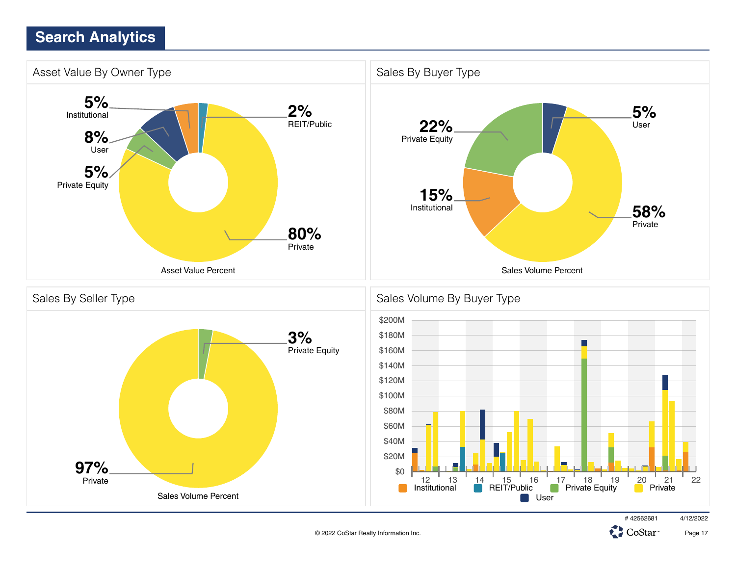# Search Analytics

## Asset Value By Owner Type

5% Institutional

8% User

5% Private Equity

2% REIT/Public

80% Private

Asset Value Percent

## Sales By Buyer Type

22% Private Equity

15% Institutional

5% User

58% Private

Sales Volume Percent

## Sales By Seller Type

3% Private Equity

97% Private

Sales Volume Percent

## Sales Volume By Buyer Type

$200M, $180M, $160M, $140M, $120M, $100M, $80M, $60M, $40M, $20M, $0

12, 13, 14, 15, 16, 17, 18, 19, 20, 21, 22

Institutional, REIT/Public, Private Equity, Private, User

# 42562681 4/12/2022

© 2022 CoStar Realty Information Inc.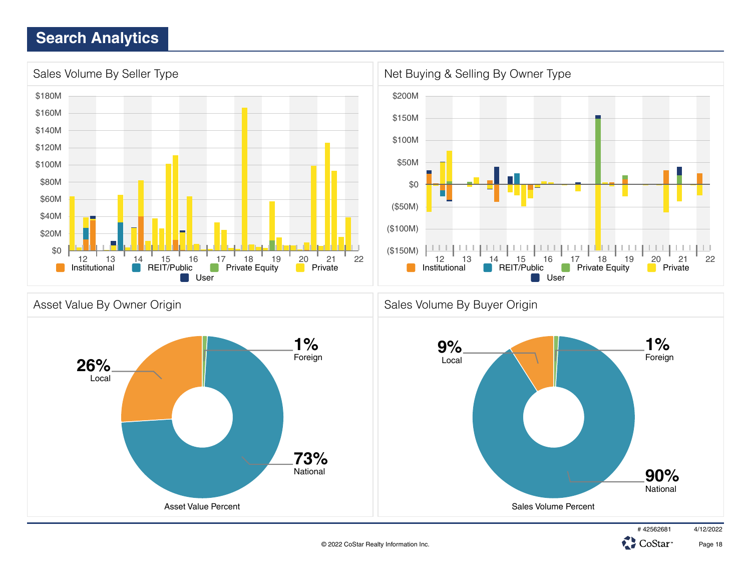# Search Analytics

## Sales Volume By Seller Type

$180M
$160M
$140M
$120M
$100M
$80M
$60M
$40M
$20M
$0

12 13 14 15 16 17 18 19 20 21 22

Institutional REIT/Public Private Equity Private User

## Net Buying & Selling By Owner Type

$200M
$150M
$100M
$50M
$0
($50M)
($100M)
($150M)

12 13 14 15 16 17 18 19 20 21 22

Institutional REIT/Public Private Equity Private User

## Asset Value By Owner Origin

26% Local

1% Foreign

73% National

Asset Value Percent

## Sales Volume By Buyer Origin

9% Local

1% Foreign

90% National

Sales Volume Percent

# 42562681 4/12/2022

© 2022 CoStar Realty Information Inc.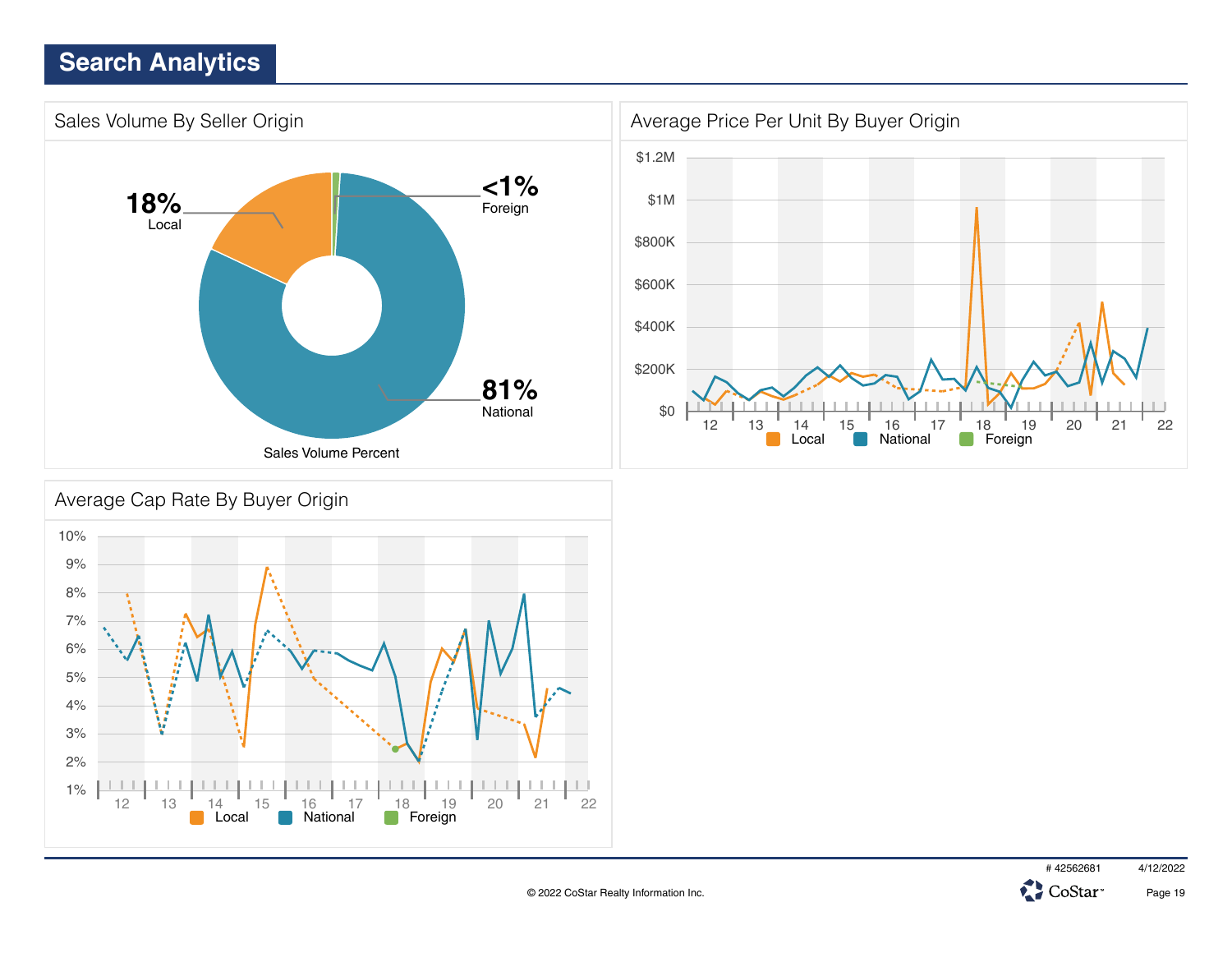# Search Analytics

## Sales Volume By Seller Origin

18% Local

<1% Foreign

81% National

Sales Volume Percent

## Average Price Per Unit By Buyer Origin

$1.2M
$1M
$800K
$600K
$400K
$200K
$0

12 13 14 15 16 17 18 19 20 21 22

Local National Foreign

## Average Cap Rate By Buyer Origin

10%
9%
8%
7%
6%
5%
4%
3%
2%
1%

12 13 14 15 16 17 18 19 20 21 22

Local National Foreign

# 42562681 4/12/2022

© 2022 CoStar Realty Information Inc.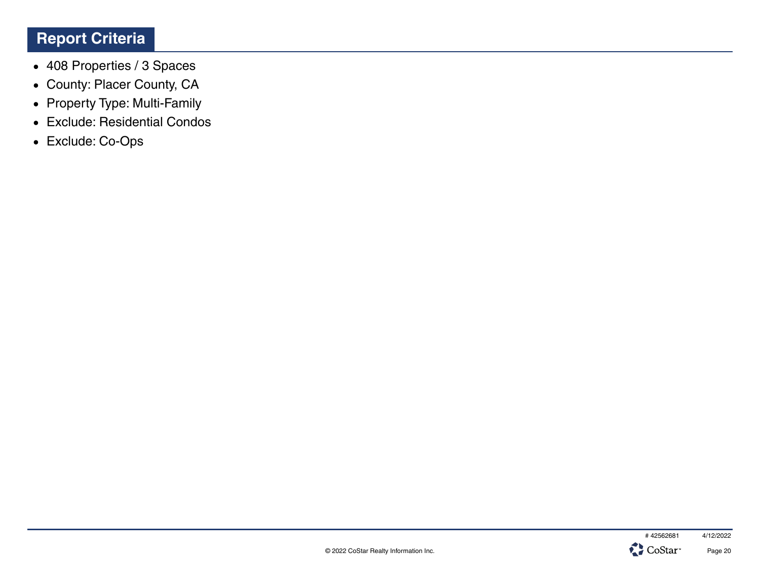## Report Criteria

- 408 Properties / 3 Spaces
- County: Placer County, CA
- Property Type: Multi-Family
- Exclude: Residential Condos
- Exclude: Co-Ops